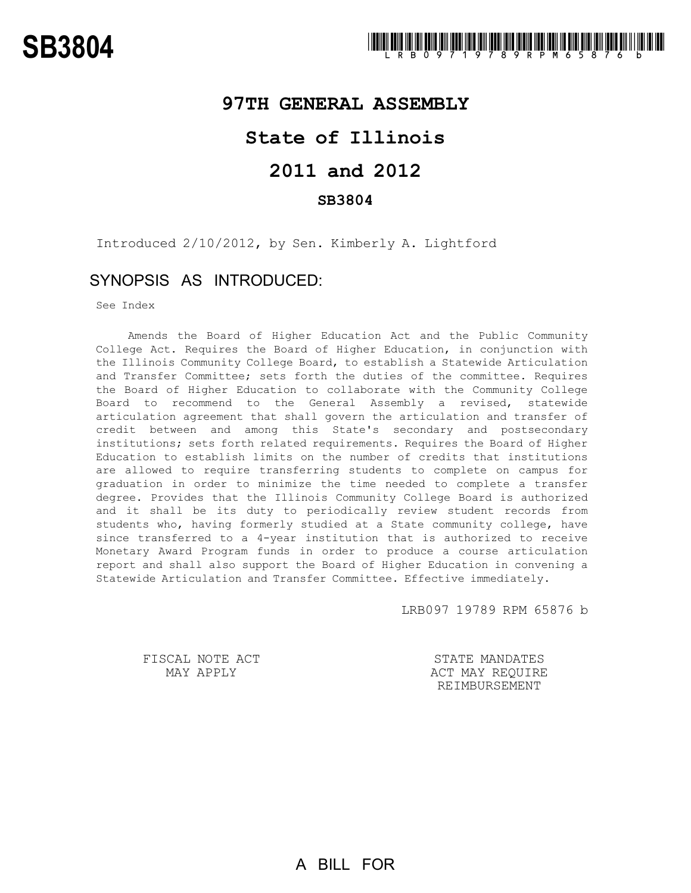# SB3804

LRB0971978 9RPM65876 b

## 97TH GENERAL ASSEMBLY

## State of Illinois

## 2011 and 2012

### SB3804

Introduced 2/10/2012, by Sen. Kimberly A. Lightford

## SYNOPSIS AS INTRODUCED:

See Index

Amends the Board of Higher Education Act and the Public Community College Act. Requires the Board of Higher Education, in conjunction with the Illinois Community College Board, to establish a Statewide Articulation and Transfer Committee; sets forth the duties of the committee. Requires the Board of Higher Education to collaborate with the Community College Board to recommend to the General Assembly a revised, statewide articulation agreement that shall govern the articulation and transfer of credit between and among this State's secondary and postsecondary institutions; sets forth related requirements. Requires the Board of Higher Education to establish limits on the number of credits that institutions are allowed to require transferring students to complete on campus for graduation in order to minimize the time needed to complete a transfer degree. Provides that the Illinois Community College Board is authorized and it shall be its duty to periodically review student records from students who, having formerly studied at a State community college, have since transferred to a 4-year institution that is authorized to receive Monetary Award Program funds in order to produce a course articulation report and shall also support the Board of Higher Education in convening a Statewide Articulation and Transfer Committee. Effective immediately.

LRB097 19789 RPM 65876 b

FISCAL NOTE ACT MAY APPLY

STATE MANDATES ACT MAY REQUIRE REIMBURSEMENT

A BILL FOR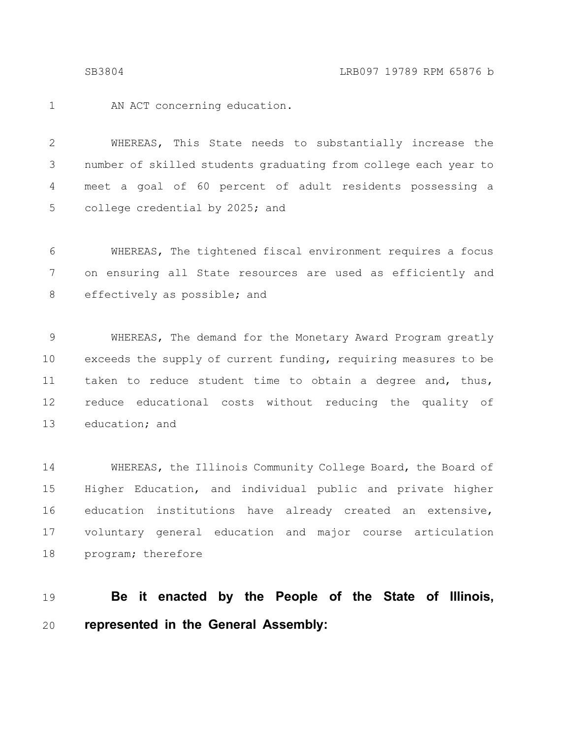AN ACT concerning education.

WHEREAS, This State needs to substantially increase the number of skilled students graduating from college each year to meet a goal of 60 percent of adult residents possessing a college credential by 2025; and

WHEREAS, The tightened fiscal environment requires a focus on ensuring all State resources are used as efficiently and effectively as possible; and

WHEREAS, The demand for the Monetary Award Program greatly exceeds the supply of current funding, requiring measures to be taken to reduce student time to obtain a degree and, thus, reduce educational costs without reducing the quality of education; and

WHEREAS, the Illinois Community College Board, the Board of Higher Education, and individual public and private higher education institutions have already created an extensive, voluntary general education and major course articulation program; therefore

**Be it enacted by the People of the State of Illinois, represented in the General Assembly:**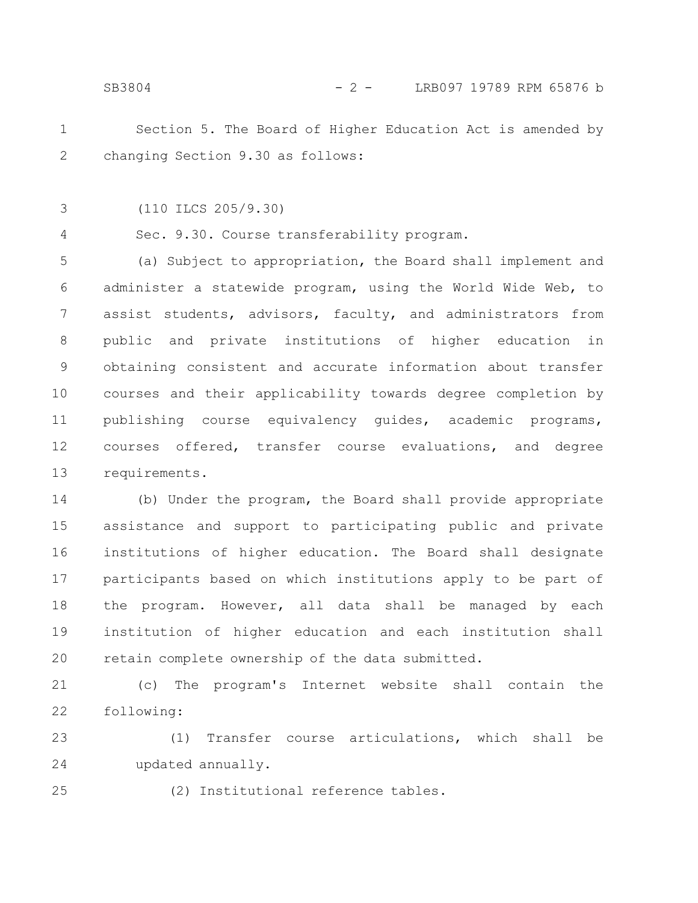Section 5. The Board of Higher Education Act is amended by changing Section 9.30 as follows:

(110 ILCS 205/9.30)

Sec. 9.30. Course transferability program.

(a) Subject to appropriation, the Board shall implement and administer a statewide program, using the World Wide Web, to assist students, advisors, faculty, and administrators from public and private institutions of higher education in obtaining consistent and accurate information about transfer courses and their applicability towards degree completion by publishing course equivalency guides, academic programs, courses offered, transfer course evaluations, and degree requirements.

(b) Under the program, the Board shall provide appropriate assistance and support to participating public and private institutions of higher education. The Board shall designate participants based on which institutions apply to be part of the program. However, all data shall be managed by each institution of higher education and each institution shall retain complete ownership of the data submitted.

(c) The program's Internet website shall contain the following:

(1) Transfer course articulations, which shall be updated annually.

(2) Institutional reference tables.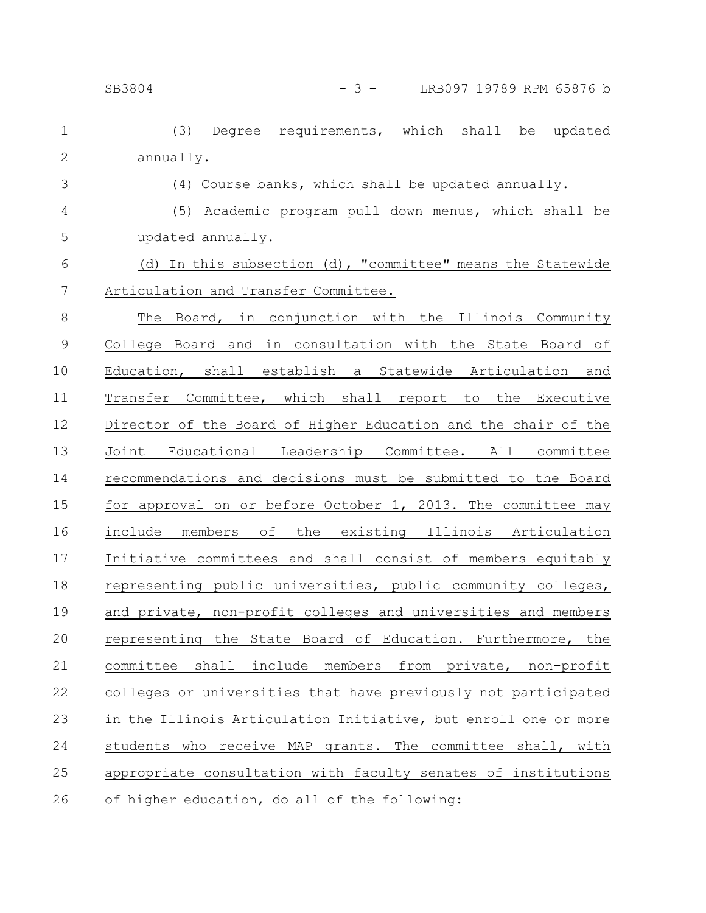(3) Degree requirements, which shall be updated annually.

(4) Course banks, which shall be updated annually.

(5) Academic program pull down menus, which shall be updated annually.

<u>(d) In this subsection (d), "committee" means the Statewide Articulation and Transfer Committee.</u>

<u>The Board, in conjunction with the Illinois Community College Board and in consultation with the State Board of Education, shall establish a Statewide Articulation and Transfer Committee, which shall report to the Executive Director of the Board of Higher Education and the chair of the Joint Educational Leadership Committee. All committee recommendations and decisions must be submitted to the Board for approval on or before October 1, 2013. The committee may include members of the existing Illinois Articulation Initiative committees and shall consist of members equitably representing public universities, public community colleges, and private, non-profit colleges and universities and members representing the State Board of Education. Furthermore, the committee shall include members from private, non-profit colleges or universities that have previously not participated in the Illinois Articulation Initiative, but enroll one or more students who receive MAP grants. The committee shall, with appropriate consultation with faculty senates of institutions of higher education, do all of the following:</u>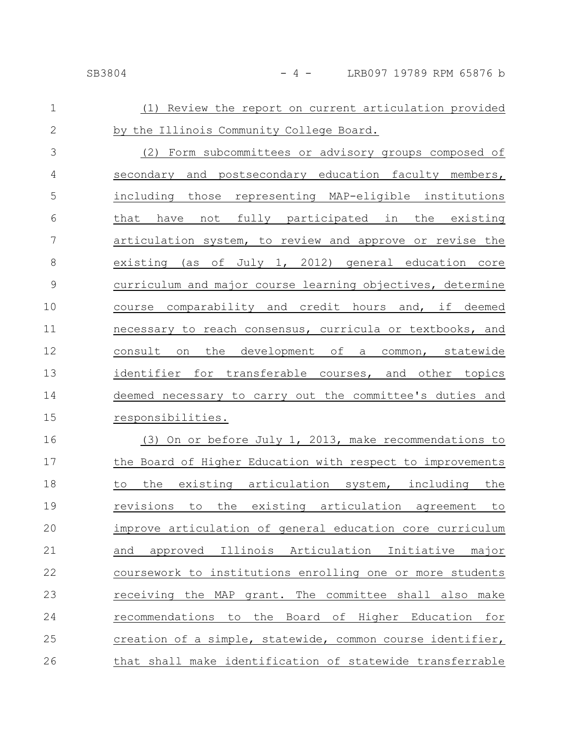(1) Review the report on current articulation provided by the Illinois Community College Board.

(2) Form subcommittees or advisory groups composed of secondary and postsecondary education faculty members, including those representing MAP-eligible institutions that have not fully participated in the existing articulation system, to review and approve or revise the existing (as of July 1, 2012) general education core curriculum and major course learning objectives, determine course comparability and credit hours and, if deemed necessary to reach consensus, curricula or textbooks, and consult on the development of a common, statewide identifier for transferable courses, and other topics deemed necessary to carry out the committee's duties and responsibilities.

(3) On or before July 1, 2013, make recommendations to the Board of Higher Education with respect to improvements to the existing articulation system, including the revisions to the existing articulation agreement to improve articulation of general education core curriculum and approved Illinois Articulation Initiative major coursework to institutions enrolling one or more students receiving the MAP grant. The committee shall also make recommendations to the Board of Higher Education for creation of a simple, statewide, common course identifier, that shall make identification of statewide transferrable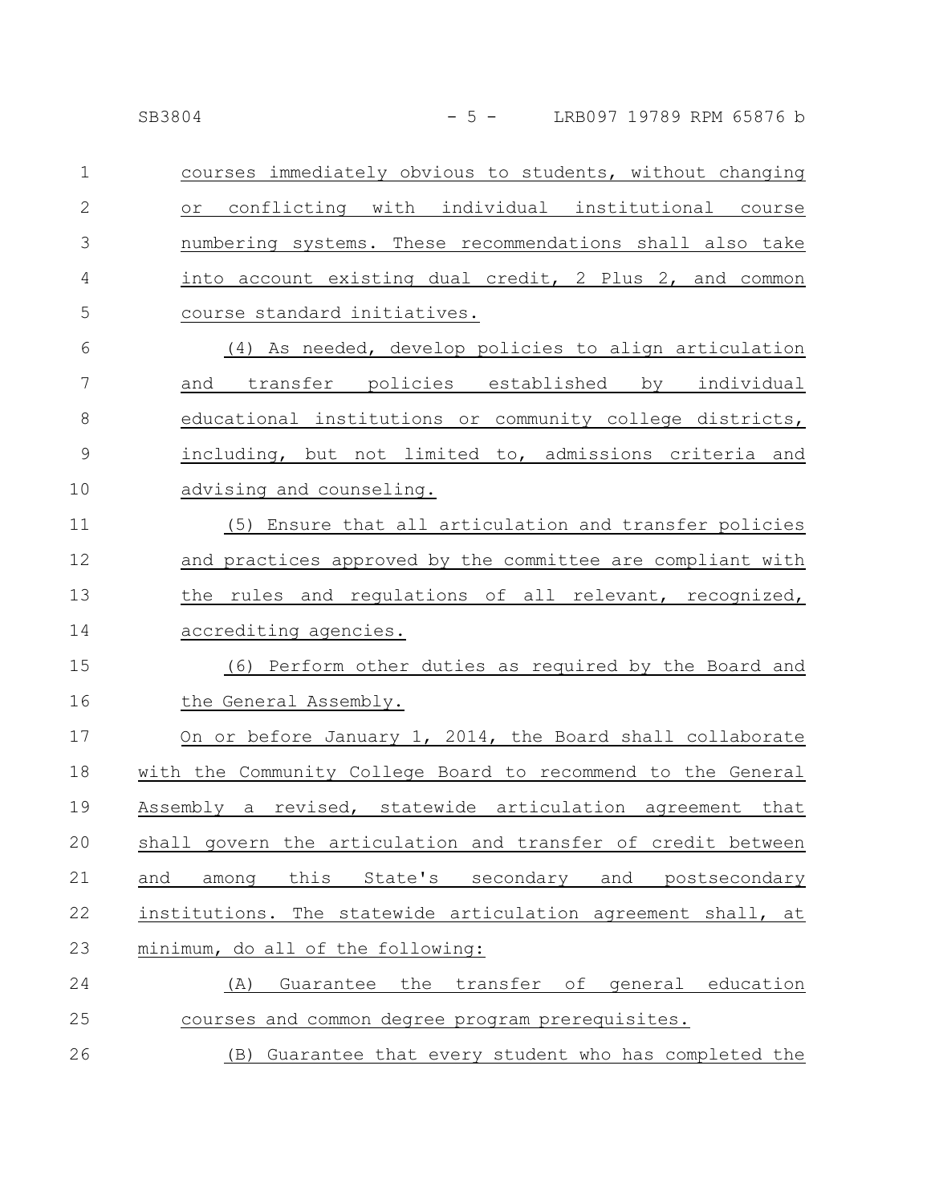courses immediately obvious to students, without changing or conflicting with individual institutional course numbering systems. These recommendations shall also take into account existing dual credit, 2 Plus 2, and common course standard initiatives.

(4) As needed, develop policies to align articulation and transfer policies established by individual educational institutions or community college districts, including, but not limited to, admissions criteria and advising and counseling.

(5) Ensure that all articulation and transfer policies and practices approved by the committee are compliant with the rules and regulations of all relevant, recognized, accrediting agencies.

(6) Perform other duties as required by the Board and the General Assembly.

On or before January 1, 2014, the Board shall collaborate with the Community College Board to recommend to the General Assembly a revised, statewide articulation agreement that shall govern the articulation and transfer of credit between and among this State's secondary and postsecondary institutions. The statewide articulation agreement shall, at minimum, do all of the following:

(A) Guarantee the transfer of general education courses and common degree program prerequisites.

(B) Guarantee that every student who has completed the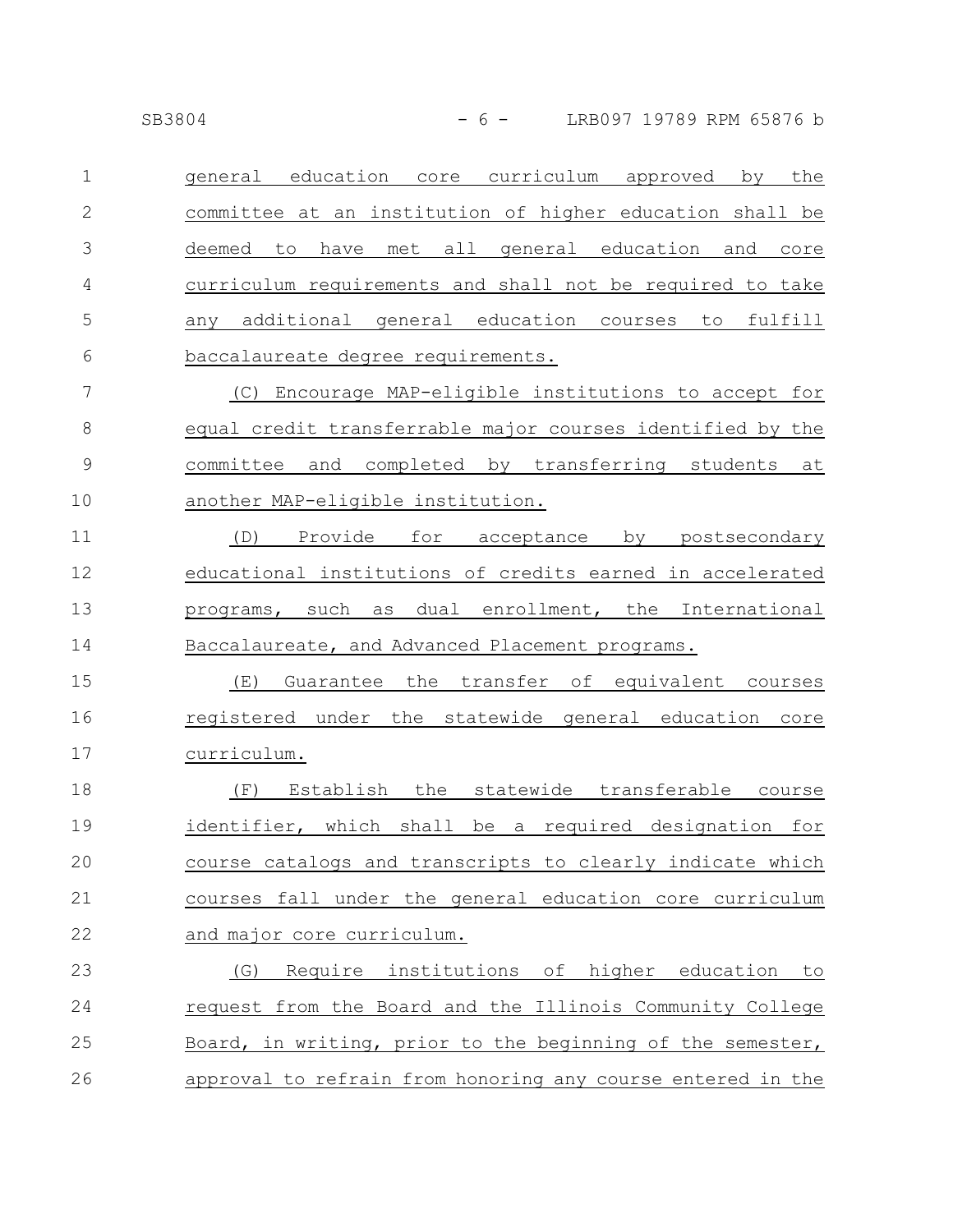general education core curriculum approved by the committee at an institution of higher education shall be deemed to have met all general education and core curriculum requirements and shall not be required to take any additional general education courses to fulfill baccalaureate degree requirements.

(C) Encourage MAP-eligible institutions to accept for equal credit transferrable major courses identified by the committee and completed by transferring students at another MAP-eligible institution.

(D) Provide for acceptance by postsecondary educational institutions of credits earned in accelerated programs, such as dual enrollment, the International Baccalaureate, and Advanced Placement programs.

(E) Guarantee the transfer of equivalent courses registered under the statewide general education core curriculum.

(F) Establish the statewide transferable course identifier, which shall be a required designation for course catalogs and transcripts to clearly indicate which courses fall under the general education core curriculum and major core curriculum.

(G) Require institutions of higher education to request from the Board and the Illinois Community College Board, in writing, prior to the beginning of the semester, approval to refrain from honoring any course entered in the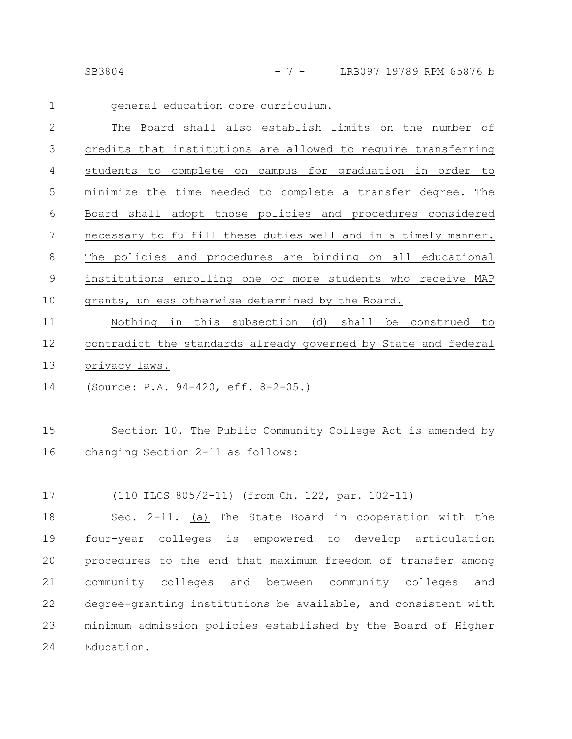general education core curriculum.

The Board shall also establish limits on the number of credits that institutions are allowed to require transferring students to complete on campus for graduation in order to minimize the time needed to complete a transfer degree. The Board shall adopt those policies and procedures considered necessary to fulfill these duties well and in a timely manner. The policies and procedures are binding on all educational institutions enrolling one or more students who receive MAP grants, unless otherwise determined by the Board.

Nothing in this subsection (d) shall be construed to contradict the standards already governed by State and federal privacy laws.

(Source: P.A. 94-420, eff. 8-2-05.)

Section 10. The Public Community College Act is amended by changing Section 2-11 as follows:

(110 ILCS 805/2-11) (from Ch. 122, par. 102-11)

Sec. 2-11. (a) The State Board in cooperation with the four-year colleges is empowered to develop articulation procedures to the end that maximum freedom of transfer among community colleges and between community colleges and degree-granting institutions be available, and consistent with minimum admission policies established by the Board of Higher Education.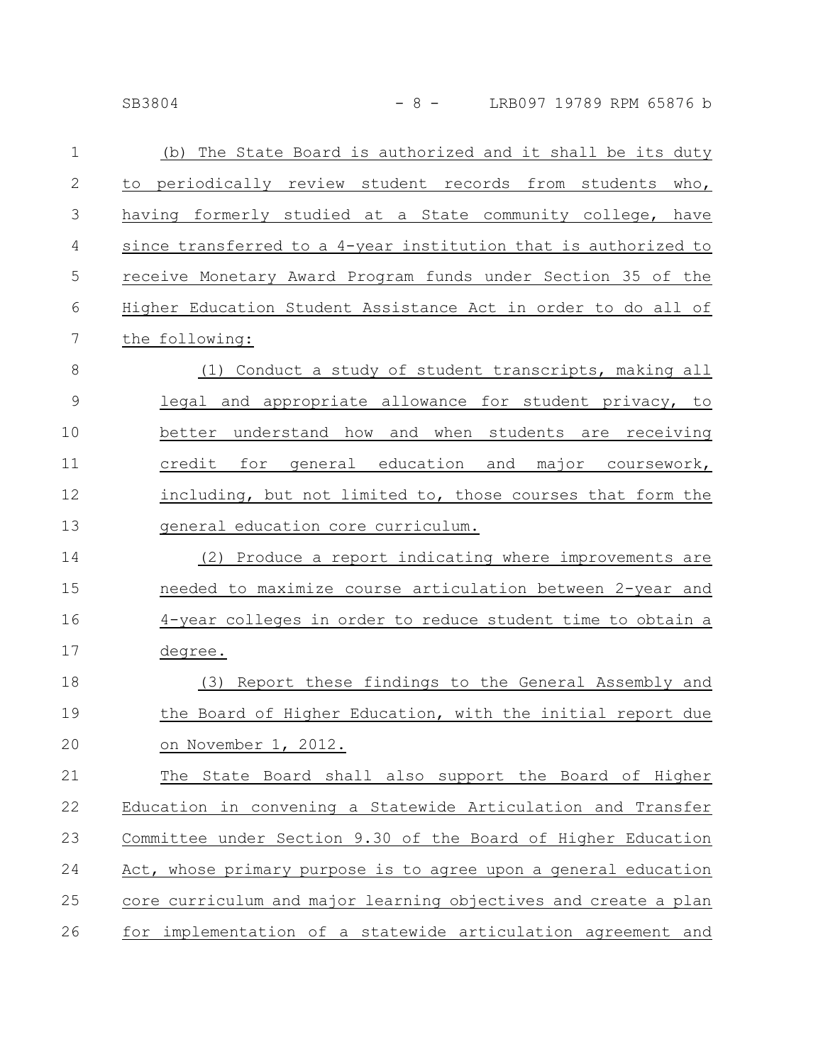(b) The State Board is authorized and it shall be its duty to periodically review student records from students who, having formerly studied at a State community college, have since transferred to a 4-year institution that is authorized to receive Monetary Award Program funds under Section 35 of the Higher Education Student Assistance Act in order to do all of the following:

(1) Conduct a study of student transcripts, making all legal and appropriate allowance for student privacy, to better understand how and when students are receiving credit for general education and major coursework, including, but not limited to, those courses that form the general education core curriculum.

(2) Produce a report indicating where improvements are needed to maximize course articulation between 2-year and 4-year colleges in order to reduce student time to obtain a degree.

(3) Report these findings to the General Assembly and the Board of Higher Education, with the initial report due on November 1, 2012.

The State Board shall also support the Board of Higher Education in convening a Statewide Articulation and Transfer Committee under Section 9.30 of the Board of Higher Education Act, whose primary purpose is to agree upon a general education core curriculum and major learning objectives and create a plan for implementation of a statewide articulation agreement and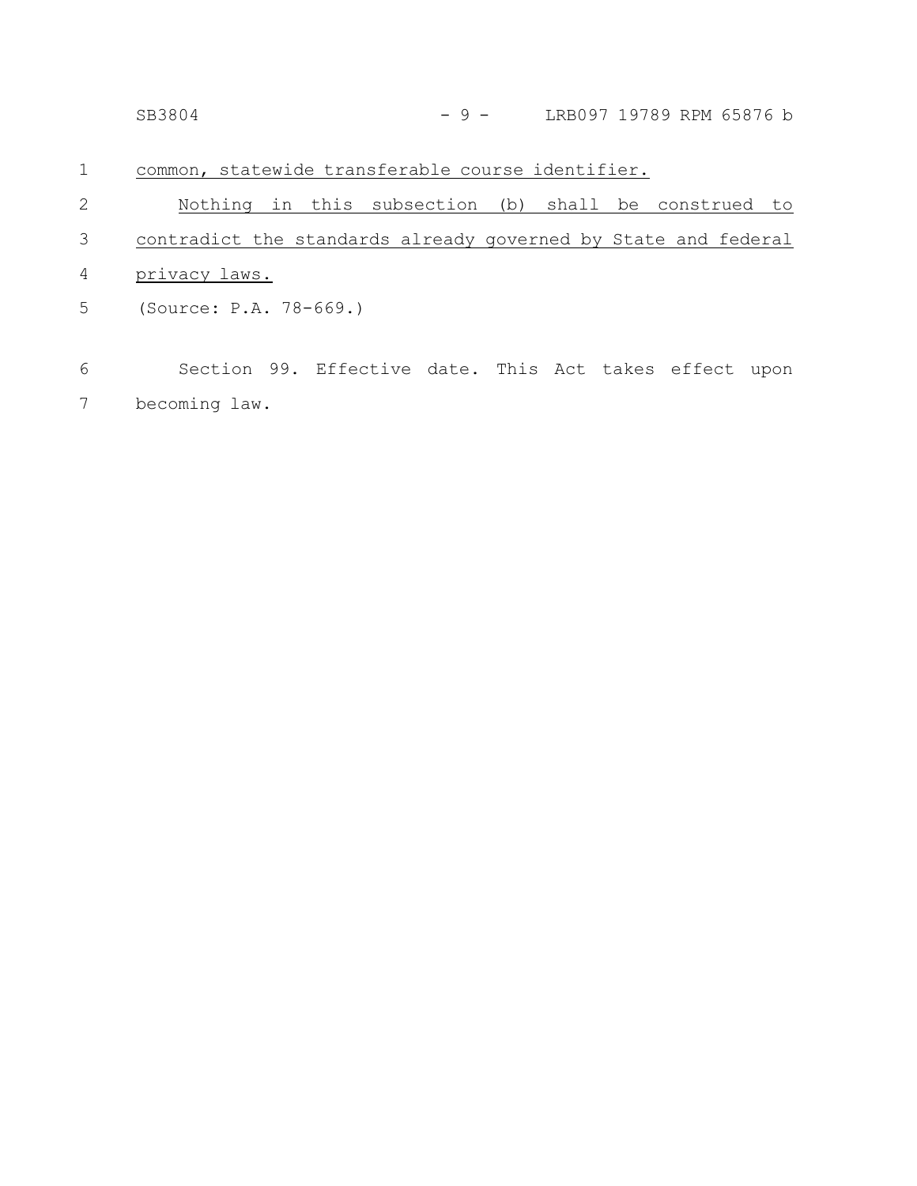common, statewide transferable course identifier.

Nothing in this subsection (b) shall be construed to contradict the standards already governed by State and federal privacy laws.

(Source: P.A. 78-669.)

Section 99. Effective date. This Act takes effect upon becoming law.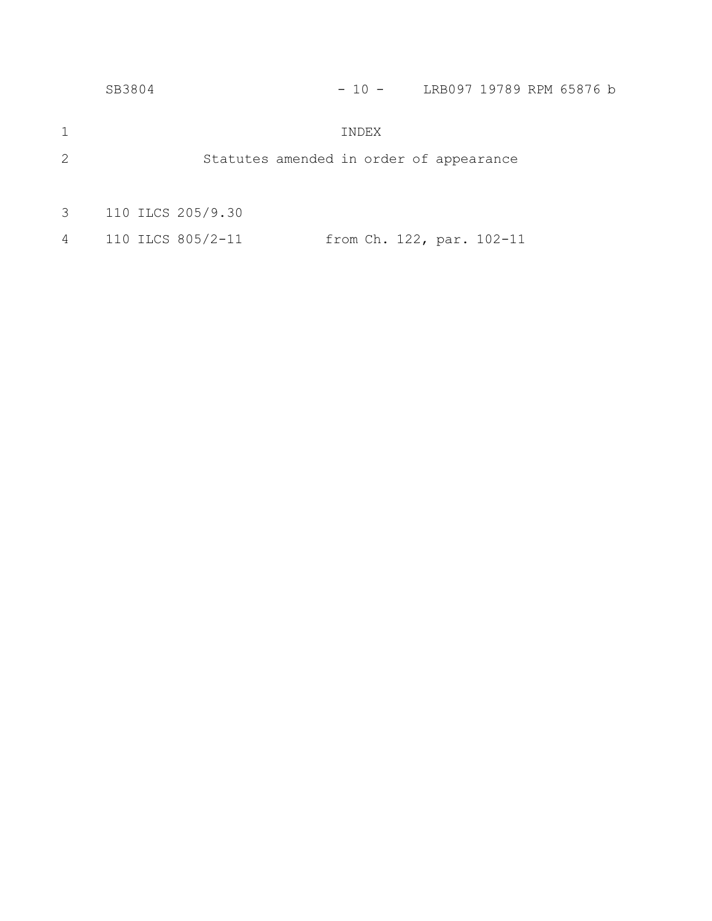INDEX

Statutes amended in order of appearance

| | |
|---|---|
| 110 ILCS 205/9.30 | |
| 110 ILCS 805/2-11 | from Ch. 122, par. 102-11 |